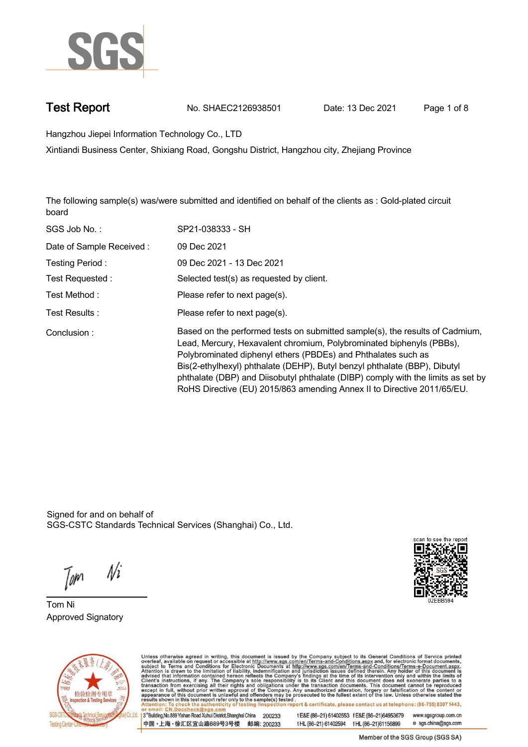# Test Report

No. SHAEC2126938501 Date: 13 Dec 2021

Hangzhou Jiepei Information Technology Co., LTD

Xintiandi Business Center, Shixiang Road, Gongshu District, Hangzhou city, Zhejiang Province

The following sample(s) was/were submitted and identified on behalf of the clients as : Gold-plated circuit board

| | |
|---|---|
| SGS Job No. : | SP21-038333 - SH |
| Date of Sample Received : | 09 Dec 2021 |
| Testing Period : | 09 Dec 2021 - 13 Dec 2021 |
| Test Requested : | Selected test(s) as requested by client. |
| Test Method : | Please refer to next page(s). |
| Test Results : | Please refer to next page(s). |
| Conclusion : | Based on the performed tests on submitted sample(s), the results of Cadmium, Lead, Mercury, Hexavalent chromium, Polybrominated biphenyls (PBBs), Polybrominated diphenyl ethers (PBDEs) and Phthalates such as Bis(2-ethylhexyl) phthalate (DEHP), Butyl benzyl phthalate (BBP), Dibutyl phthalate (DBP) and Diisobutyl phthalate (DIBP) comply with the limits as set by RoHS Directive (EU) 2015/863 amending Annex II to Directive 2011/65/EU. |

Signed for and on behalf of
SGS-CSTC Standards Technical Services (Shanghai) Co., Ltd.

Tom Ni
Approved Signatory

scan to see the report
02EBB594

Unless otherwise agreed in writing, this document is issued by the Company subject to its General Conditions of Service printed overleaf, available on request or accessible at http://www.sgs.com/en/Terms-and-Conditions.aspx and, for electronic format documents, subject to Terms and Conditions for Electronic Documents at http://www.sgs.com/en/Terms-and-Conditions/Terms-e-Document.aspx. Attention is drawn to the limitation of liability, indemnification and jurisdiction issues defined therein. Any holder of this document is advised that information contained hereon reflects the Company's findings at the time of its intervention only and within the limits of Client's instructions, if any. The Company's sole responsibility is to its Client and this document does not exonerate parties to a transaction from exercising all their rights and obligations under the transaction documents. This document cannot be reproduced except in full, without prior written approval of the Company. Any unauthorized alteration, forgery or falsification of the content or appearance of this document is unlawful and offenders may be prosecuted to the fullest extent of the law. Unless otherwise stated the results shown in this test report refer only to the sample(s) tested.
Attention: To check the authenticity of testing /inspection report & certificate, please contact us at telephone: (86-755) 8307 1443, or email: CN.Doccheck@sgs.com

3rd Building, No.889 Yishan Road Xuhui District, Shanghai China 200233 t E&E (86-21) 61402553 f E&E (86-21)64953679 www.sgsgroup.com.cn
中国・上海・徐汇区宜山路889号3号楼 邮编: 200233 t HL (86-21) 61402594 f HL (86-21)61156899 e sgs.china@sgs.com

Member of the SGS Group (SGS SA)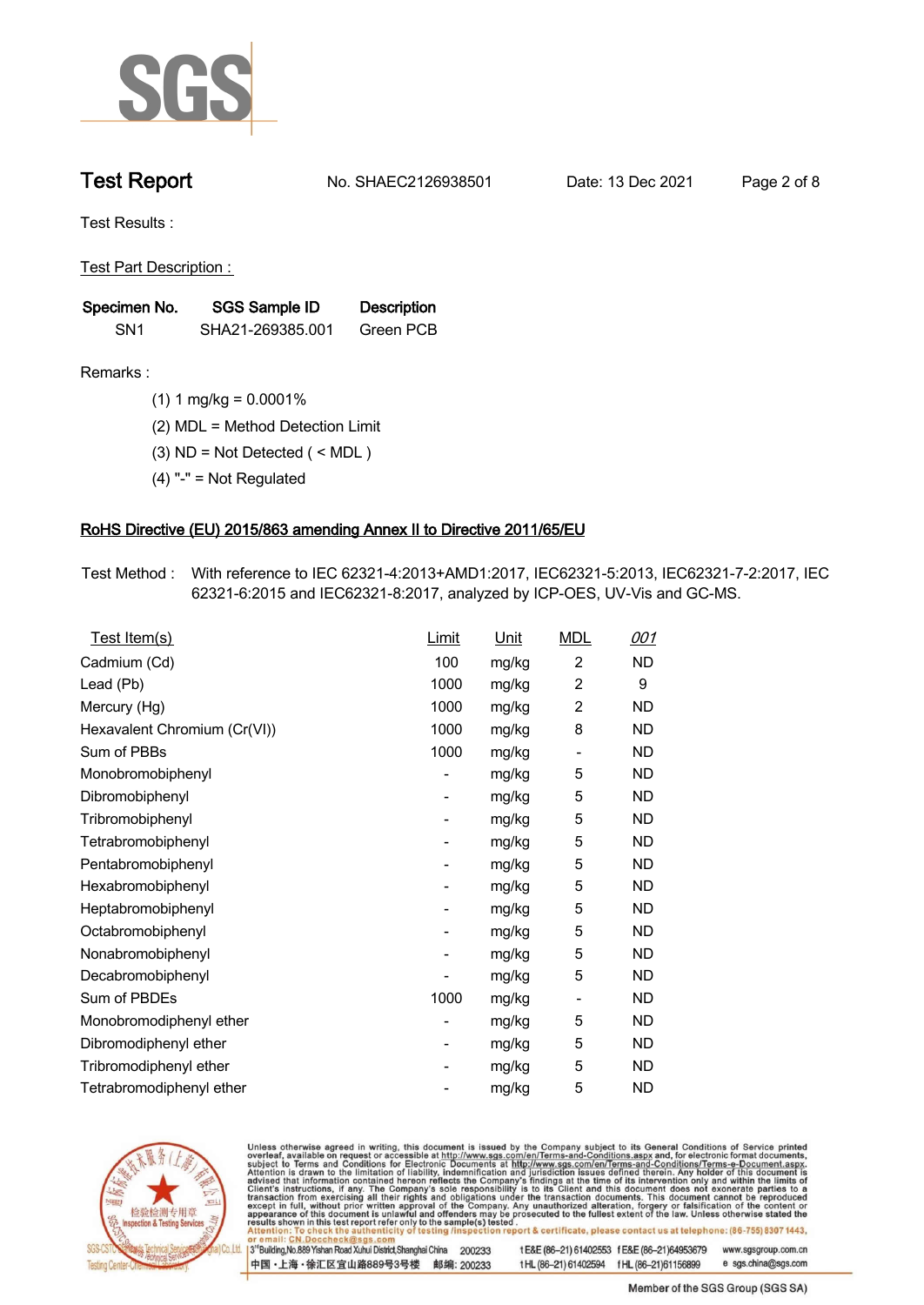## Test Report

No. SHAEC2126938501 Date: 13 Dec 2021

Test Results :

Test Part Description :

| Specimen No. | SGS Sample ID | Description |
|---|---|---|
| SN1 | SHA21-269385.001 | Green PCB |

Remarks :

(1) 1 mg/kg = 0.0001%

(2) MDL = Method Detection Limit

(3) ND = Not Detected ( < MDL )

(4) "-" = Not Regulated

### RoHS Directive (EU) 2015/863 amending Annex II to Directive 2011/65/EU

Test Method : With reference to IEC 62321-4:2013+AMD1:2017, IEC62321-5:2013, IEC62321-7-2:2017, IEC 62321-6:2015 and IEC62321-8:2017, analyzed by ICP-OES, UV-Vis and GC-MS.

| Test Item(s) | Limit | Unit | MDL | 001 |
|---|---|---|---|---|
| Cadmium (Cd) | 100 | mg/kg | 2 | ND |
| Lead (Pb) | 1000 | mg/kg | 2 | 9 |
| Mercury (Hg) | 1000 | mg/kg | 2 | ND |
| Hexavalent Chromium (Cr(VI)) | 1000 | mg/kg | 8 | ND |
| Sum of PBBs | 1000 | mg/kg | - | ND |
| Monobromobiphenyl | - | mg/kg | 5 | ND |
| Dibromobiphenyl | - | mg/kg | 5 | ND |
| Tribromobiphenyl | - | mg/kg | 5 | ND |
| Tetrabromobiphenyl | - | mg/kg | 5 | ND |
| Pentabromobiphenyl | - | mg/kg | 5 | ND |
| Hexabromobiphenyl | - | mg/kg | 5 | ND |
| Heptabromobiphenyl | - | mg/kg | 5 | ND |
| Octabromobiphenyl | - | mg/kg | 5 | ND |
| Nonabromobiphenyl | - | mg/kg | 5 | ND |
| Decabromobiphenyl | - | mg/kg | 5 | ND |
| Sum of PBDEs | 1000 | mg/kg | - | ND |
| Monobromodiphenyl ether | - | mg/kg | 5 | ND |
| Dibromodiphenyl ether | - | mg/kg | 5 | ND |
| Tribromodiphenyl ether | - | mg/kg | 5 | ND |
| Tetrabromodiphenyl ether | - | mg/kg | 5 | ND |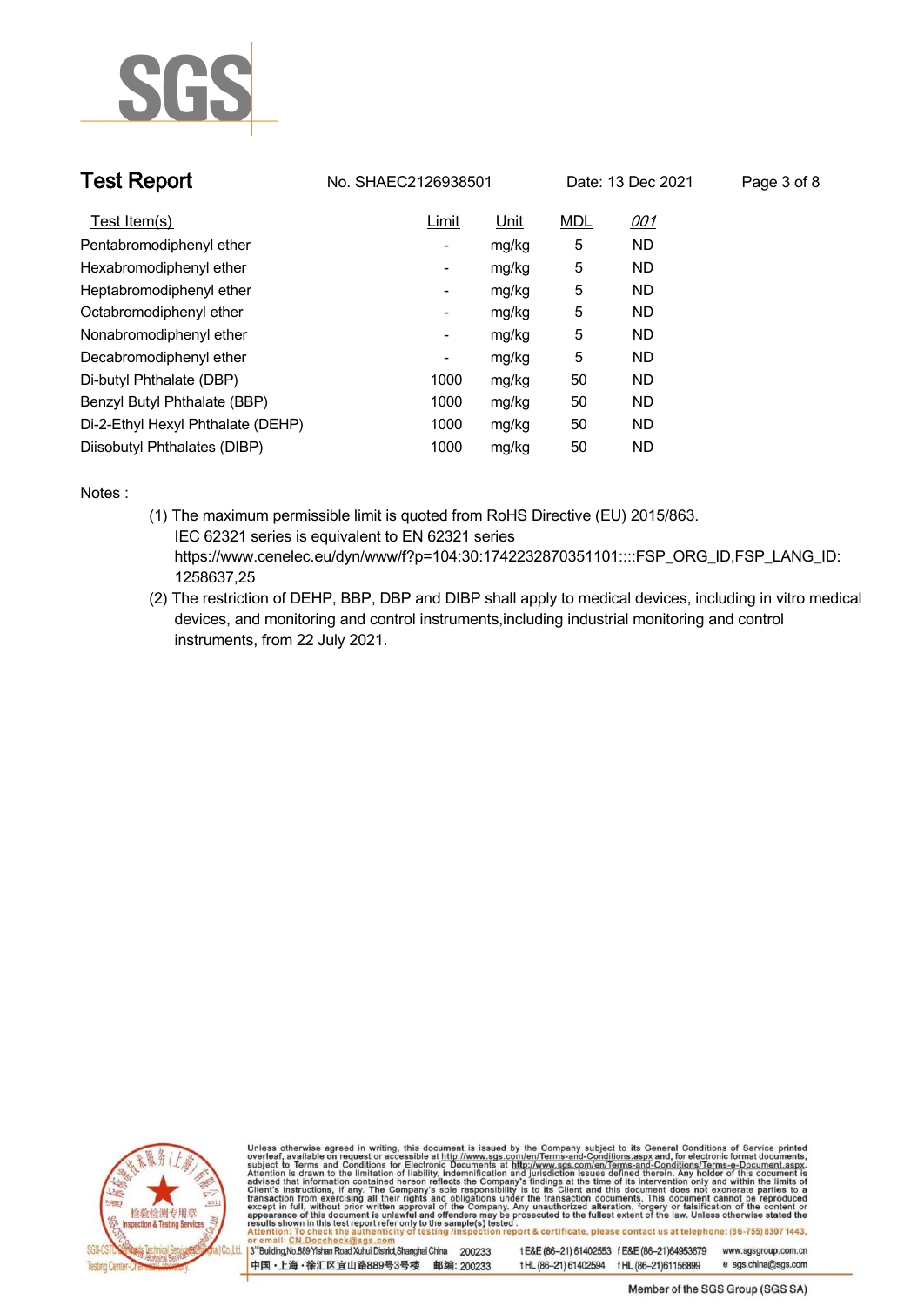# Test Report

No. SHAEC2126938501 Date: 13 Dec 2021

| Test Item(s) | Limit | Unit | MDL | 001 |
|---|---|---|---|---|
| Pentabromodiphenyl ether | - | mg/kg | 5 | ND |
| Hexabromodiphenyl ether | - | mg/kg | 5 | ND |
| Heptabromodiphenyl ether | - | mg/kg | 5 | ND |
| Octabromodiphenyl ether | - | mg/kg | 5 | ND |
| Nonabromodiphenyl ether | - | mg/kg | 5 | ND |
| Decabromodiphenyl ether | - | mg/kg | 5 | ND |
| Di-butyl Phthalate (DBP) | 1000 | mg/kg | 50 | ND |
| Benzyl Butyl Phthalate (BBP) | 1000 | mg/kg | 50 | ND |
| Di-2-Ethyl Hexyl Phthalate (DEHP) | 1000 | mg/kg | 50 | ND |
| Diisobutyl Phthalates (DIBP) | 1000 | mg/kg | 50 | ND |

Notes :

(1) The maximum permissible limit is quoted from RoHS Directive (EU) 2015/863.
IEC 62321 series is equivalent to EN 62321 series
https://www.cenelec.eu/dyn/www/f?p=104:30:1742232870351101::::FSP_ORG_ID,FSP_LANG_ID:1258637,25

(2) The restriction of DEHP, BBP, DBP and DIBP shall apply to medical devices, including in vitro medical devices, and monitoring and control instruments,including industrial monitoring and control instruments, from 22 July 2021.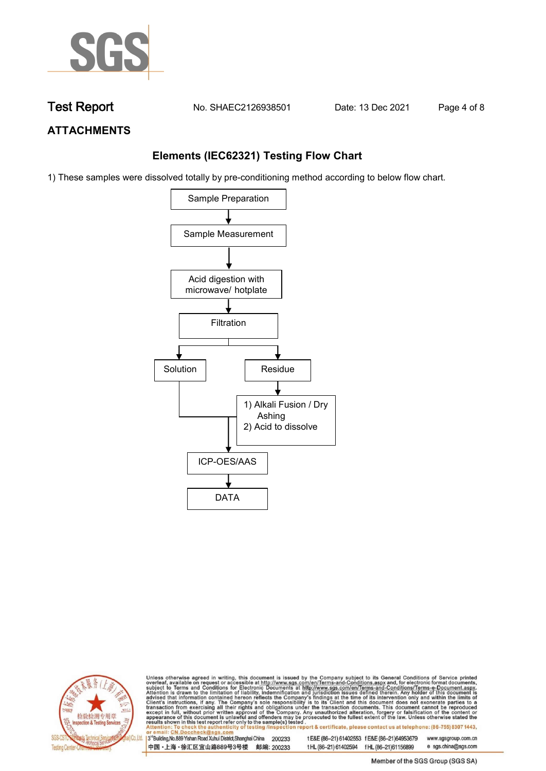## ATTACHMENTS

### Elements (IEC62321) Testing Flow Chart

1) These samples were dissolved totally by pre-conditioning method according to below flow chart.

```
Sample Preparation
        ↓
Sample Measurement
        ↓
Acid digestion with microwave/ hotplate
        ↓
Filtration
   ↓              ↓
Solution        Residue
   |              ↓
   |        1) Alkali Fusion / Dry Ashing
   |        2) Acid to dissolve
   ↓              ↓
     ICP-OES/AAS
        ↓
       DATA
```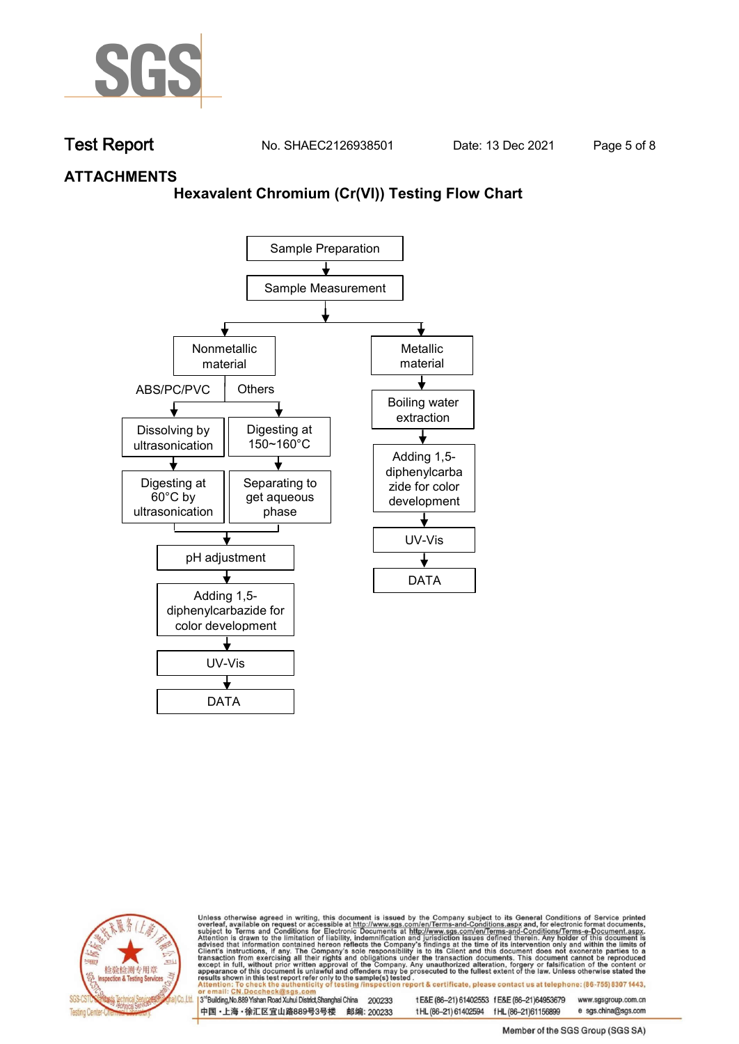## ATTACHMENTS

### Hexavalent Chromium (Cr(VI)) Testing Flow Chart

Sample Preparation
↓
Sample Measurement
↓

**Nonmetallic material**

- ABS/PC/PVC
  - Dissolving by ultrasonication
  - Digesting at 60°C by ultrasonication
- Others
  - Digesting at 150~160°C
  - Separating to get aqueous phase

↓
pH adjustment
↓
Adding 1,5-diphenylcarbazide for color development
↓
UV-Vis
↓
DATA

**Metallic material**

Boiling water extraction
↓
Adding 1,5-diphenylcarbazide for color development
↓
UV-Vis
↓
DATA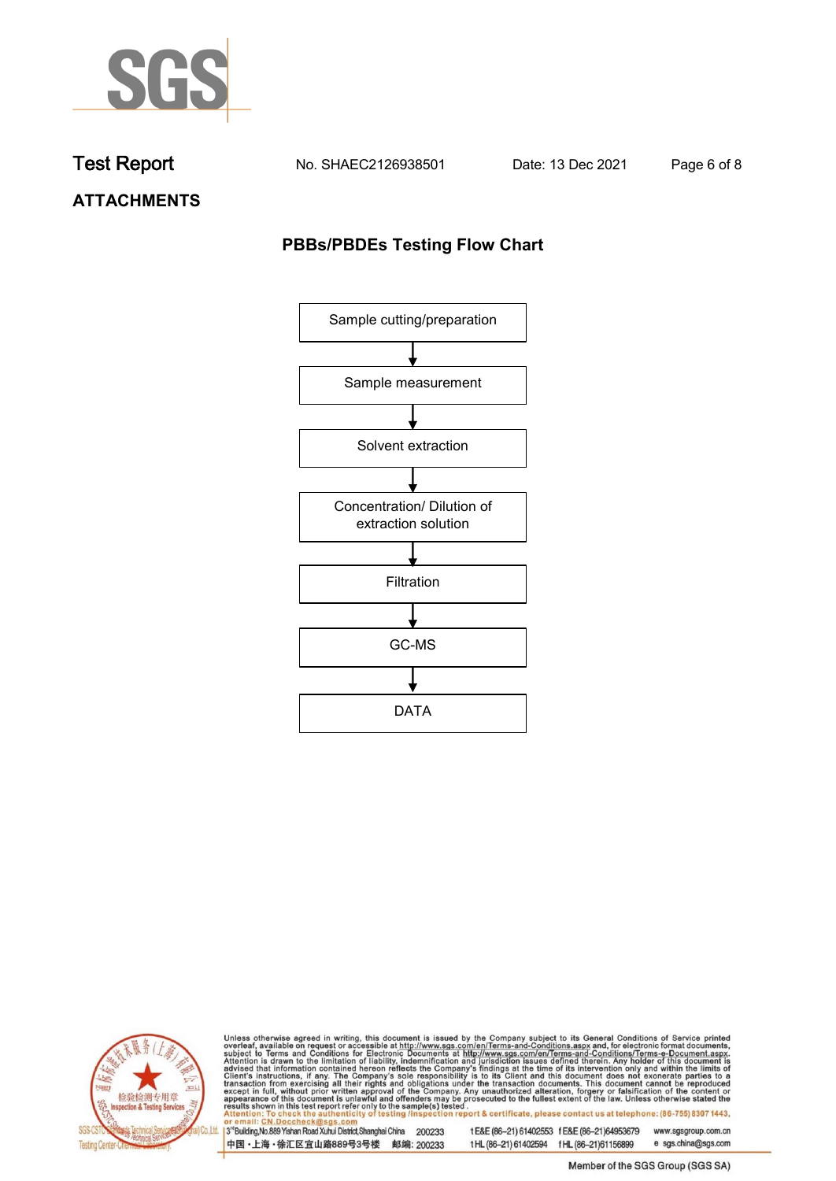## ATTACHMENTS

### PBBs/PBDEs Testing Flow Chart

Sample cutting/preparation

↓

Sample measurement

↓

Solvent extraction

↓

Concentration/ Dilution of extraction solution

↓

Filtration

↓

GC-MS

↓

DATA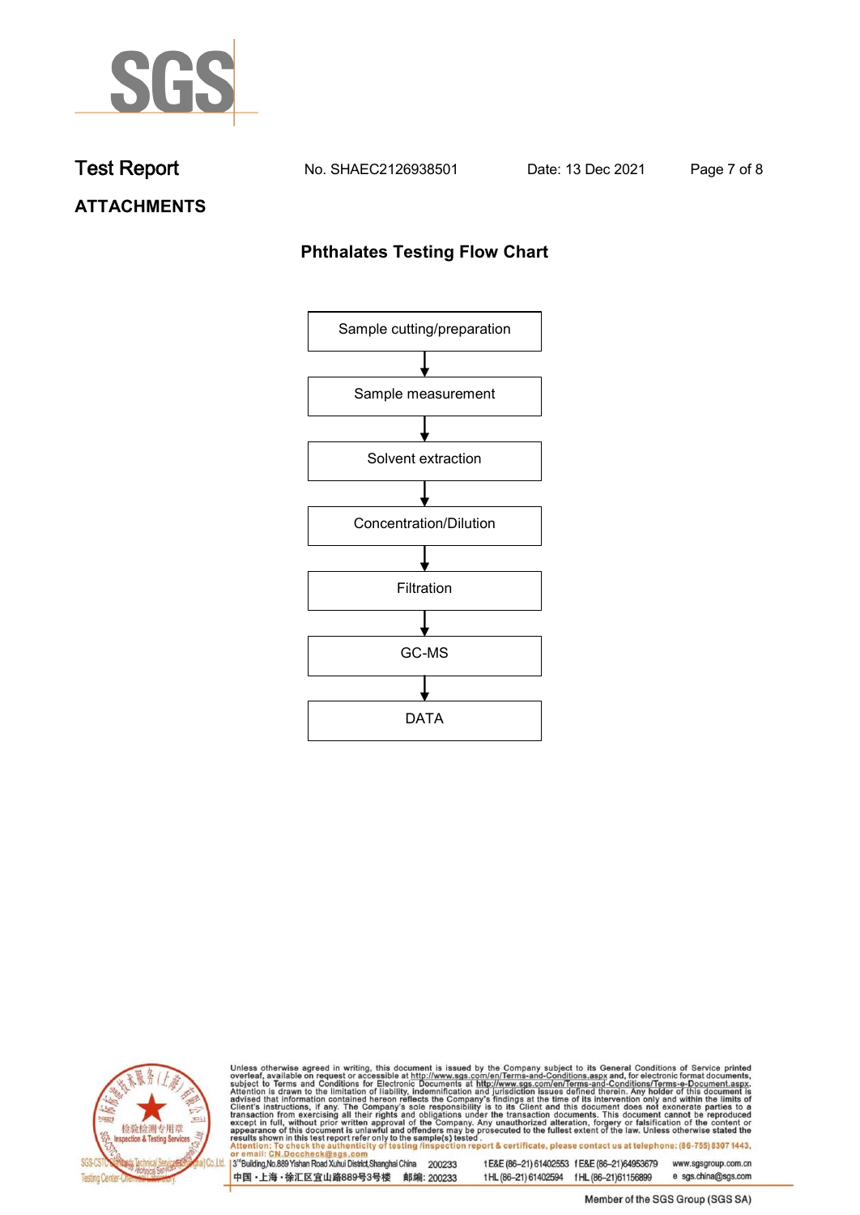## ATTACHMENTS

### Phthalates Testing Flow Chart

Sample cutting/preparation

↓

Sample measurement

↓

Solvent extraction

↓

Concentration/Dilution

↓

Filtration

↓

GC-MS

↓

DATA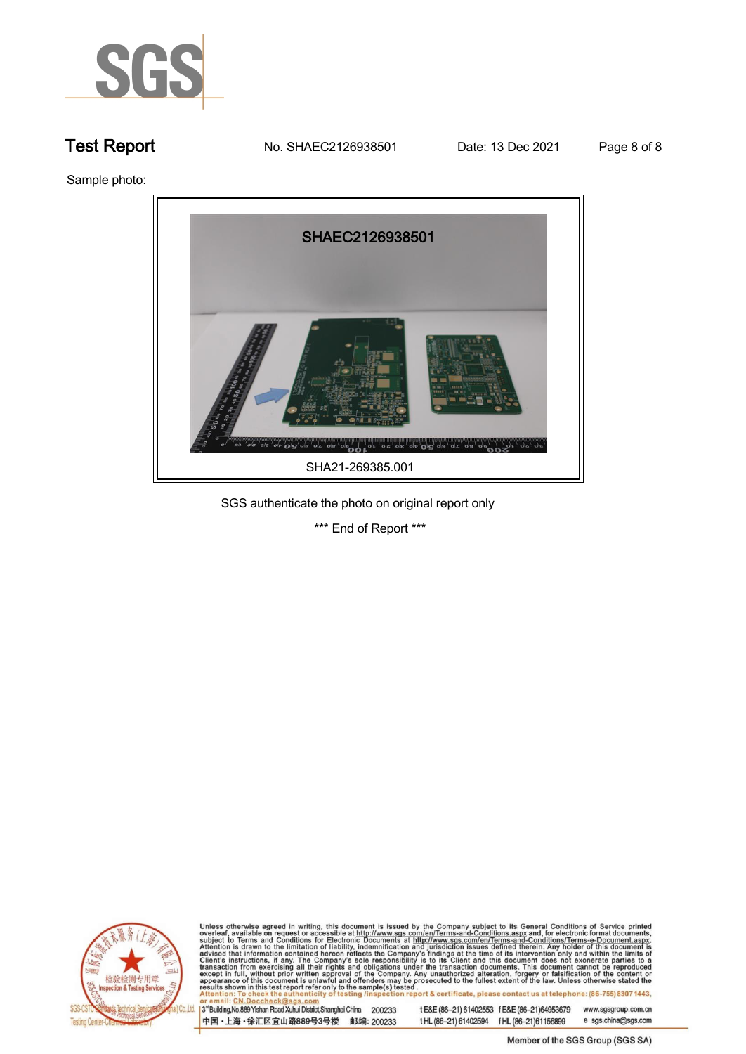Sample photo:

SHAEC2126938501

SHA21-269385.001

SGS authenticate the photo on original report only

*** End of Report ***